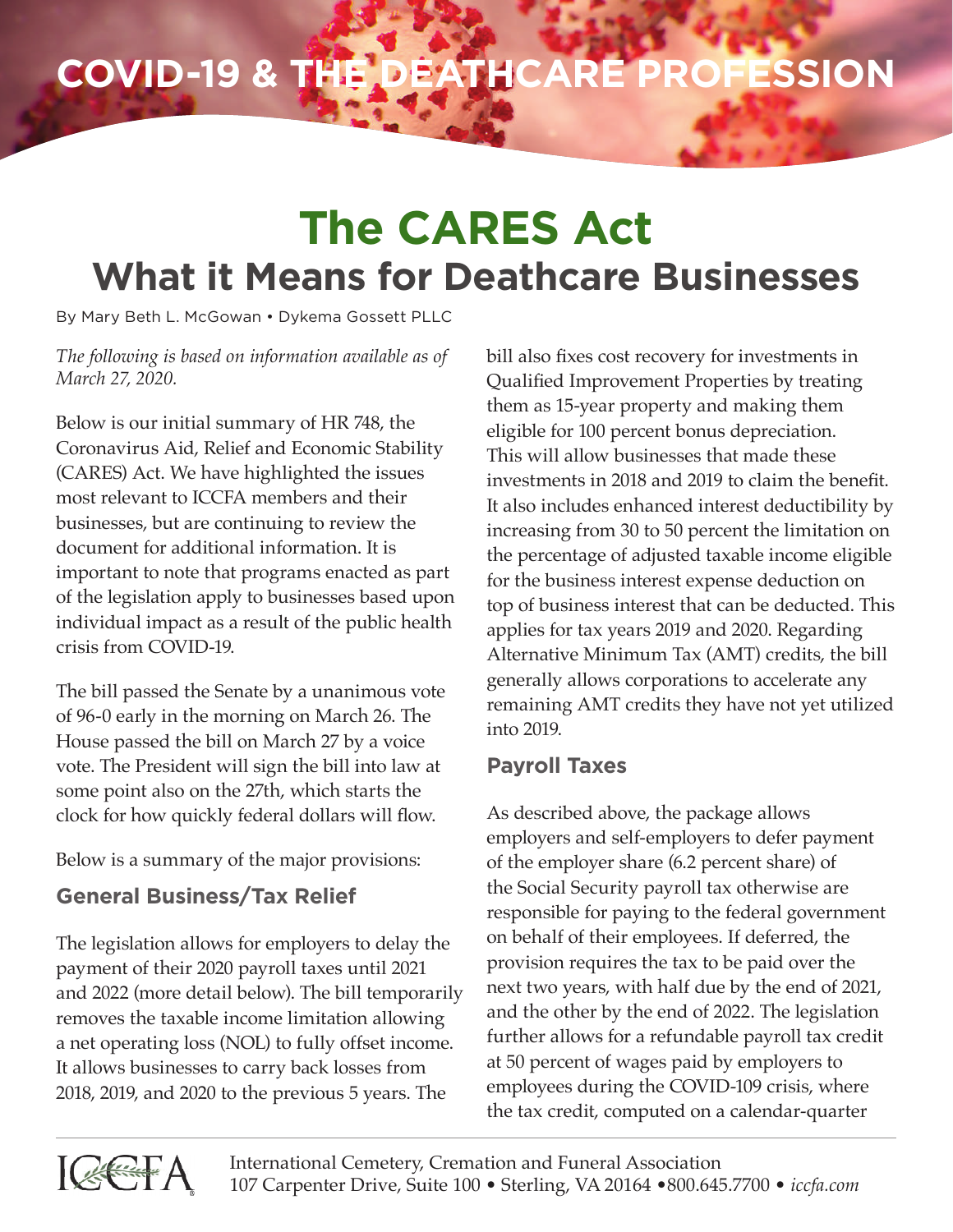# COVID-19 & THE DEATHCARE PROFESSION

# The CARES Act

## What it Means for Deathcare Businesses

By Mary Beth L. McGowan • Dykema Gossett PLLC

*The following is based on information available as of March 27, 2020.*

Below is our initial summary of HR 748, the Coronavirus Aid, Relief and Economic Stability (CARES) Act. We have highlighted the issues most relevant to ICCFA members and their businesses, but are continuing to review the document for additional information. It is important to note that programs enacted as part of the legislation apply to businesses based upon individual impact as a result of the public health crisis from COVID-19.

The bill passed the Senate by a unanimous vote of 96-0 early in the morning on March 26. The House passed the bill on March 27 by a voice vote. The President will sign the bill into law at some point also on the 27th, which starts the clock for how quickly federal dollars will flow.

Below is a summary of the major provisions:

### General Business/Tax Relief

The legislation allows for employers to delay the payment of their 2020 payroll taxes until 2021 and 2022 (more detail below). The bill temporarily removes the taxable income limitation allowing a net operating loss (NOL) to fully offset income. It allows businesses to carry back losses from 2018, 2019, and 2020 to the previous 5 years. The bill also fixes cost recovery for investments in Qualified Improvement Properties by treating them as 15-year property and making them eligible for 100 percent bonus depreciation. This will allow businesses that made these investments in 2018 and 2019 to claim the benefit. It also includes enhanced interest deductibility by increasing from 30 to 50 percent the limitation on the percentage of adjusted taxable income eligible for the business interest expense deduction on top of business interest that can be deducted. This applies for tax years 2019 and 2020. Regarding Alternative Minimum Tax (AMT) credits, the bill generally allows corporations to accelerate any remaining AMT credits they have not yet utilized into 2019.

### Payroll Taxes

As described above, the package allows employers and self-employers to defer payment of the employer share (6.2 percent share) of the Social Security payroll tax otherwise are responsible for paying to the federal government on behalf of their employees. If deferred, the provision requires the tax to be paid over the next two years, with half due by the end of 2021, and the other by the end of 2022. The legislation further allows for a refundable payroll tax credit at 50 percent of wages paid by employers to employees during the COVID-109 crisis, where the tax credit, computed on a calendar-quarter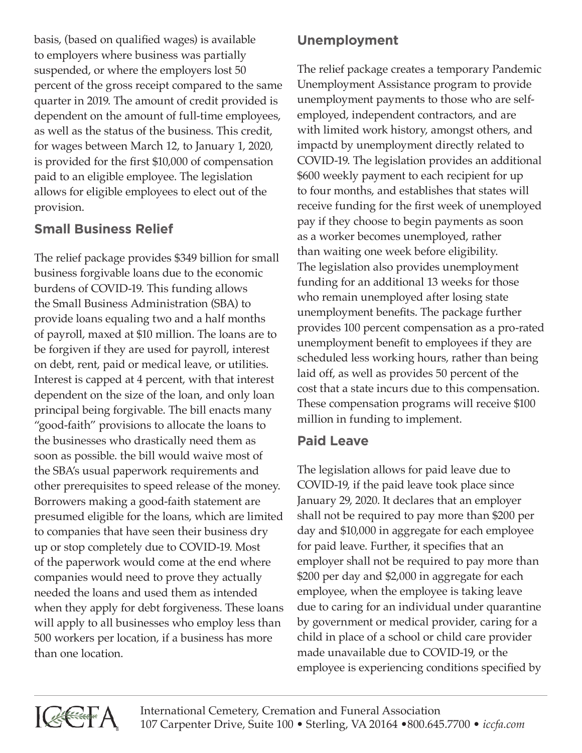basis, (based on qualified wages) is available to employers where business was partially suspended, or where the employers lost 50 percent of the gross receipt compared to the same quarter in 2019. The amount of credit provided is dependent on the amount of full-time employees, as well as the status of the business. This credit, for wages between March 12, to January 1, 2020, is provided for the first $10,000 of compensation paid to an eligible employee. The legislation allows for eligible employees to elect out of the provision.

### Small Business Relief

The relief package provides $349 billion for small business forgivable loans due to the economic burdens of COVID-19. This funding allows the Small Business Administration (SBA) to provide loans equaling two and a half months of payroll, maxed at $10 million. The loans are to be forgiven if they are used for payroll, interest on debt, rent, paid or medical leave, or utilities. Interest is capped at 4 percent, with that interest dependent on the size of the loan, and only loan principal being forgivable. The bill enacts many "good-faith" provisions to allocate the loans to the businesses who drastically need them as soon as possible. the bill would waive most of the SBA's usual paperwork requirements and other prerequisites to speed release of the money. Borrowers making a good-faith statement are presumed eligible for the loans, which are limited to companies that have seen their business dry up or stop completely due to COVID-19. Most of the paperwork would come at the end where companies would need to prove they actually needed the loans and used them as intended when they apply for debt forgiveness. These loans will apply to all businesses who employ less than 500 workers per location, if a business has more than one location.

### Unemployment

The relief package creates a temporary Pandemic Unemployment Assistance program to provide unemployment payments to those who are self-employed, independent contractors, and are with limited work history, amongst others, and impactd by unemployment directly related to COVID-19. The legislation provides an additional $600 weekly payment to each recipient for up to four months, and establishes that states will receive funding for the first week of unemployed pay if they choose to begin payments as soon as a worker becomes unemployed, rather than waiting one week before eligibility. The legislation also provides unemployment funding for an additional 13 weeks for those who remain unemployed after losing state unemployment benefits. The package further provides 100 percent compensation as a pro-rated unemployment benefit to employees if they are scheduled less working hours, rather than being laid off, as well as provides 50 percent of the cost that a state incurs due to this compensation. These compensation programs will receive $100 million in funding to implement.

### Paid Leave

The legislation allows for paid leave due to COVID-19, if the paid leave took place since January 29, 2020. It declares that an employer shall not be required to pay more than $200 per day and $10,000 in aggregate for each employee for paid leave. Further, it specifies that an employer shall not be required to pay more than $200 per day and $2,000 in aggregate for each employee, when the employee is taking leave due to caring for an individual under quarantine by government or medical provider, caring for a child in place of a school or child care provider made unavailable due to COVID-19, or the employee is experiencing conditions specified by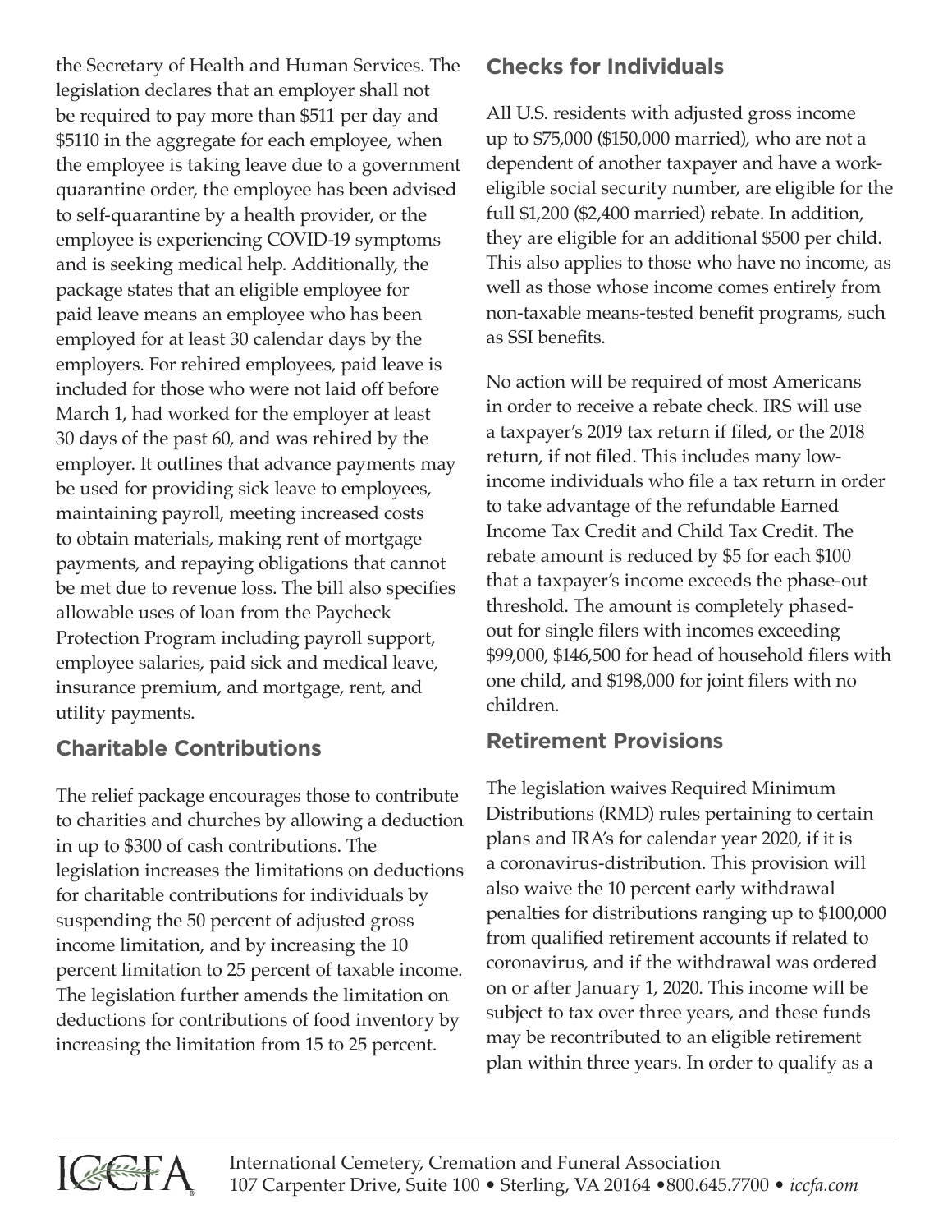the Secretary of Health and Human Services. The legislation declares that an employer shall not be required to pay more than $511 per day and $5110 in the aggregate for each employee, when the employee is taking leave due to a government quarantine order, the employee has been advised to self-quarantine by a health provider, or the employee is experiencing COVID-19 symptoms and is seeking medical help. Additionally, the package states that an eligible employee for paid leave means an employee who has been employed for at least 30 calendar days by the employers. For rehired employees, paid leave is included for those who were not laid off before March 1, had worked for the employer at least 30 days of the past 60, and was rehired by the employer. It outlines that advance payments may be used for providing sick leave to employees, maintaining payroll, meeting increased costs to obtain materials, making rent of mortgage payments, and repaying obligations that cannot be met due to revenue loss. The bill also specifies allowable uses of loan from the Paycheck Protection Program including payroll support, employee salaries, paid sick and medical leave, insurance premium, and mortgage, rent, and utility payments.

## Charitable Contributions

The relief package encourages those to contribute to charities and churches by allowing a deduction in up to $300 of cash contributions. The legislation increases the limitations on deductions for charitable contributions for individuals by suspending the 50 percent of adjusted gross income limitation, and by increasing the 10 percent limitation to 25 percent of taxable income. The legislation further amends the limitation on deductions for contributions of food inventory by increasing the limitation from 15 to 25 percent.

## Checks for Individuals

All U.S. residents with adjusted gross income up to $75,000 ($150,000 married), who are not a dependent of another taxpayer and have a work-eligible social security number, are eligible for the full $1,200 ($2,400 married) rebate. In addition, they are eligible for an additional $500 per child. This also applies to those who have no income, as well as those whose income comes entirely from non-taxable means-tested benefit programs, such as SSI benefits.

No action will be required of most Americans in order to receive a rebate check. IRS will use a taxpayer's 2019 tax return if filed, or the 2018 return, if not filed. This includes many low-income individuals who file a tax return in order to take advantage of the refundable Earned Income Tax Credit and Child Tax Credit. The rebate amount is reduced by $5 for each $100 that a taxpayer's income exceeds the phase-out threshold. The amount is completely phased-out for single filers with incomes exceeding $99,000, $146,500 for head of household filers with one child, and $198,000 for joint filers with no children.

## Retirement Provisions

The legislation waives Required Minimum Distributions (RMD) rules pertaining to certain plans and IRA's for calendar year 2020, if it is a coronavirus-distribution. This provision will also waive the 10 percent early withdrawal penalties for distributions ranging up to $100,000 from qualified retirement accounts if related to coronavirus, and if the withdrawal was ordered on or after January 1, 2020. This income will be subject to tax over three years, and these funds may be recontributed to an eligible retirement plan within three years. In order to qualify as a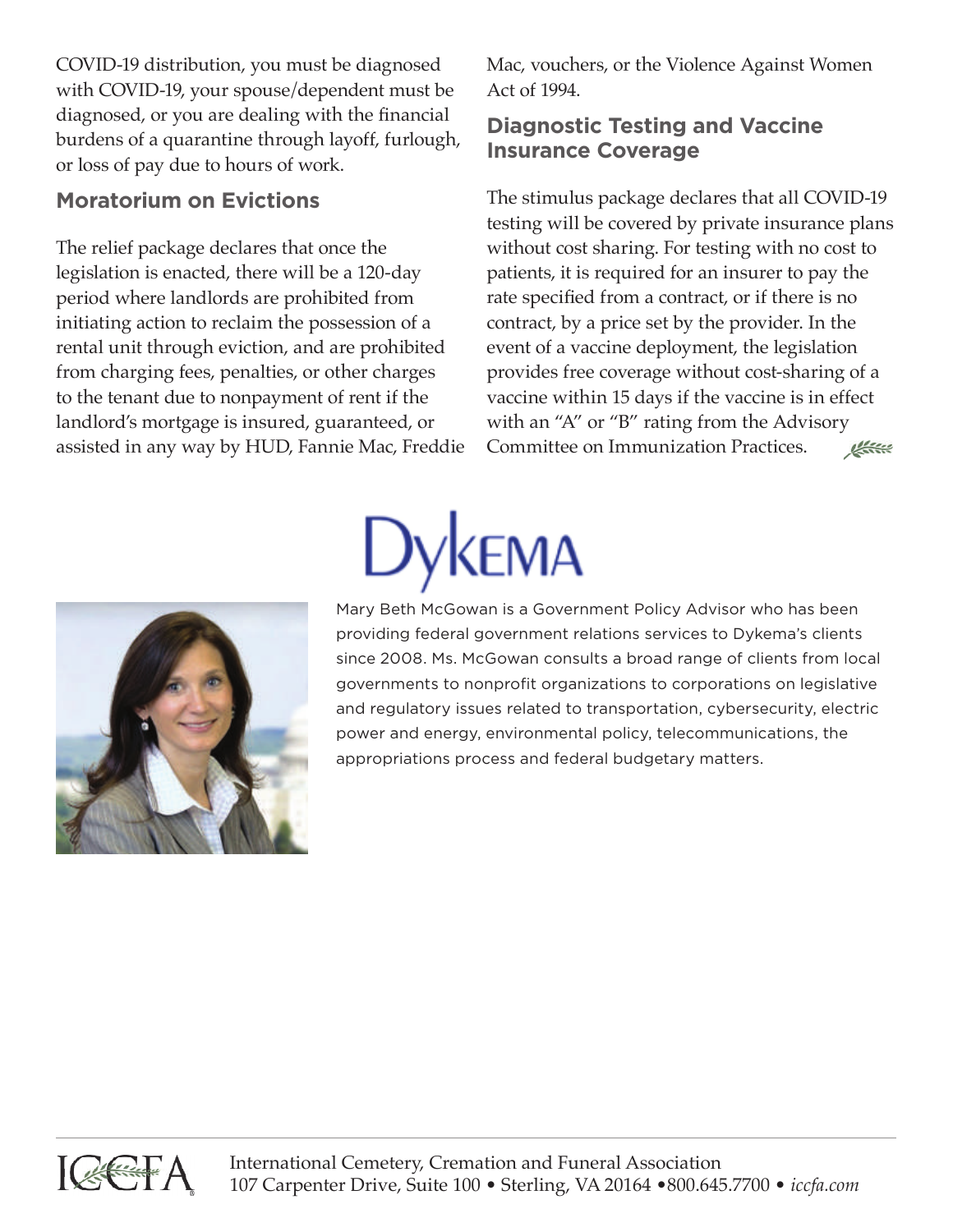COVID-19 distribution, you must be diagnosed with COVID-19, your spouse/dependent must be diagnosed, or you are dealing with the financial burdens of a quarantine through layoff, furlough, or loss of pay due to hours of work.

### Moratorium on Evictions

The relief package declares that once the legislation is enacted, there will be a 120-day period where landlords are prohibited from initiating action to reclaim the possession of a rental unit through eviction, and are prohibited from charging fees, penalties, or other charges to the tenant due to nonpayment of rent if the landlord's mortgage is insured, guaranteed, or assisted in any way by HUD, Fannie Mac, Freddie Mac, vouchers, or the Violence Against Women Act of 1994.

### Diagnostic Testing and Vaccine Insurance Coverage

The stimulus package declares that all COVID-19 testing will be covered by private insurance plans without cost sharing. For testing with no cost to patients, it is required for an insurer to pay the rate specified from a contract, or if there is no contract, by a price set by the provider. In the event of a vaccine deployment, the legislation provides free coverage without cost-sharing of a vaccine within 15 days if the vaccine is in effect with an "A" or "B" rating from the Advisory Committee on Immunization Practices.

Dykema

Mary Beth McGowan is a Government Policy Advisor who has been providing federal government relations services to Dykema's clients since 2008. Ms. McGowan consults a broad range of clients from local governments to nonprofit organizations to corporations on legislative and regulatory issues related to transportation, cybersecurity, electric power and energy, environmental policy, telecommunications, the appropriations process and federal budgetary matters.